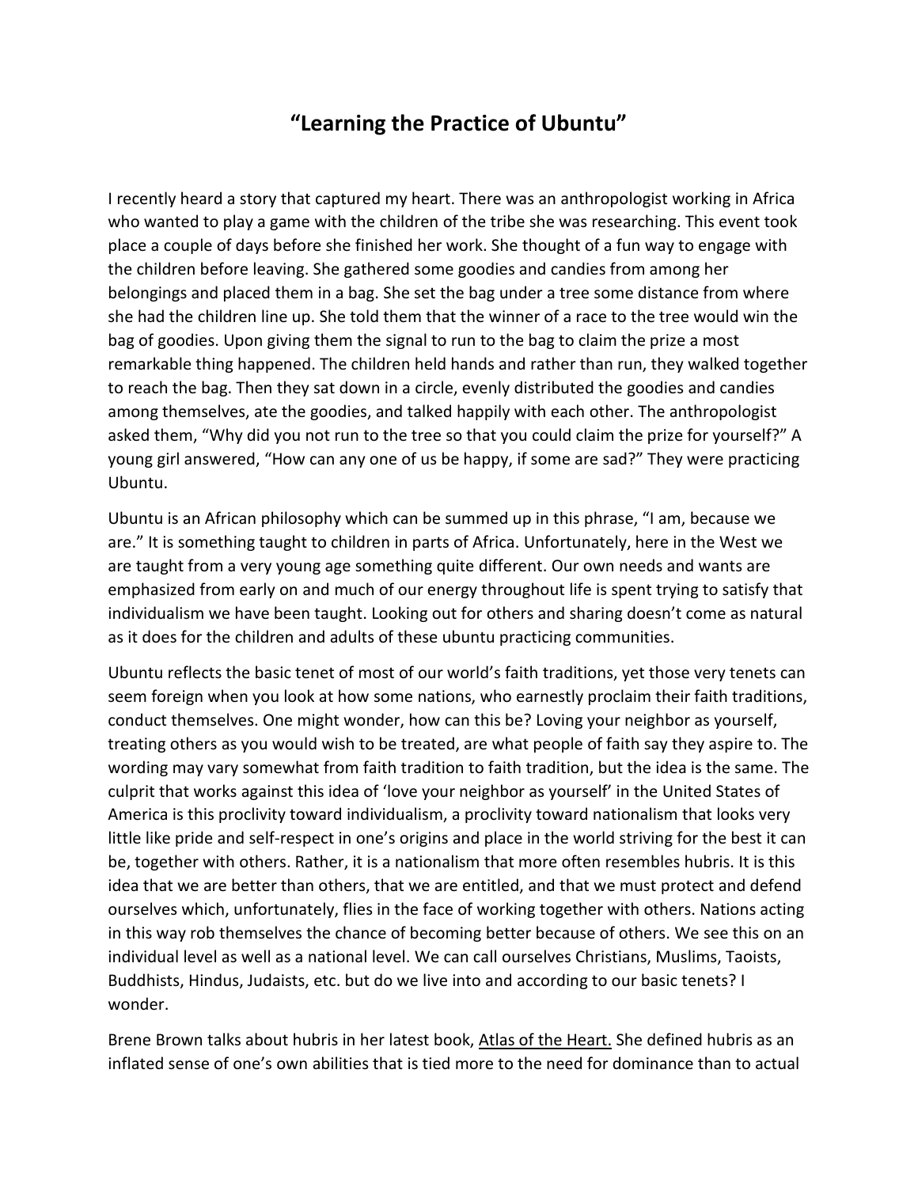# “Learning the Practice of Ubuntu”

I recently heard a story that captured my heart. There was an anthropologist working in Africa who wanted to play a game with the children of the tribe she was researching. This event took place a couple of days before she finished her work. She thought of a fun way to engage with the children before leaving. She gathered some goodies and candies from among her belongings and placed them in a bag. She set the bag under a tree some distance from where she had the children line up. She told them that the winner of a race to the tree would win the bag of goodies. Upon giving them the signal to run to the bag to claim the prize a most remarkable thing happened. The children held hands and rather than run, they walked together to reach the bag. Then they sat down in a circle, evenly distributed the goodies and candies among themselves, ate the goodies, and talked happily with each other. The anthropologist asked them, “Why did you not run to the tree so that you could claim the prize for yourself?” A young girl answered, “How can any one of us be happy, if some are sad?” They were practicing Ubuntu.

Ubuntu is an African philosophy which can be summed up in this phrase, “I am, because we are.” It is something taught to children in parts of Africa. Unfortunately, here in the West we are taught from a very young age something quite different. Our own needs and wants are emphasized from early on and much of our energy throughout life is spent trying to satisfy that individualism we have been taught. Looking out for others and sharing doesn’t come as natural as it does for the children and adults of these ubuntu practicing communities.

Ubuntu reflects the basic tenet of most of our world’s faith traditions, yet those very tenets can seem foreign when you look at how some nations, who earnestly proclaim their faith traditions, conduct themselves. One might wonder, how can this be? Loving your neighbor as yourself, treating others as you would wish to be treated, are what people of faith say they aspire to. The wording may vary somewhat from faith tradition to faith tradition, but the idea is the same. The culprit that works against this idea of ‘love your neighbor as yourself’ in the United States of America is this proclivity toward individualism, a proclivity toward nationalism that looks very little like pride and self-respect in one’s origins and place in the world striving for the best it can be, together with others. Rather, it is a nationalism that more often resembles hubris. It is this idea that we are better than others, that we are entitled, and that we must protect and defend ourselves which, unfortunately, flies in the face of working together with others. Nations acting in this way rob themselves the chance of becoming better because of others. We see this on an individual level as well as a national level. We can call ourselves Christians, Muslims, Taoists, Buddhists, Hindus, Judaists, etc. but do we live into and according to our basic tenets? I wonder.

Brene Brown talks about hubris in her latest book, Atlas of the Heart. She defined hubris as an inflated sense of one’s own abilities that is tied more to the need for dominance than to actual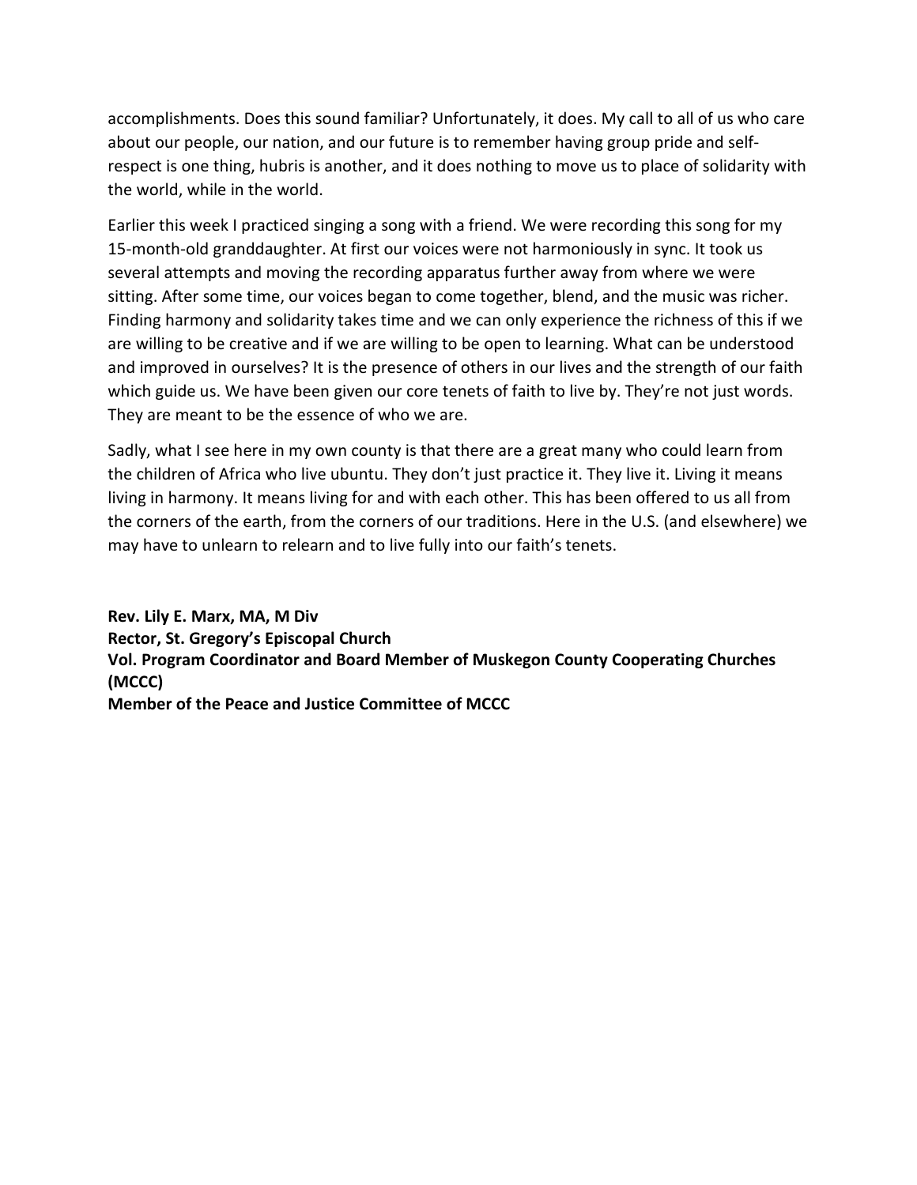accomplishments. Does this sound familiar? Unfortunately, it does. My call to all of us who care about our people, our nation, and our future is to remember having group pride and self-respect is one thing, hubris is another, and it does nothing to move us to place of solidarity with the world, while in the world.

Earlier this week I practiced singing a song with a friend. We were recording this song for my 15-month-old granddaughter. At first our voices were not harmoniously in sync. It took us several attempts and moving the recording apparatus further away from where we were sitting. After some time, our voices began to come together, blend, and the music was richer. Finding harmony and solidarity takes time and we can only experience the richness of this if we are willing to be creative and if we are willing to be open to learning. What can be understood and improved in ourselves? It is the presence of others in our lives and the strength of our faith which guide us. We have been given our core tenets of faith to live by. They're not just words. They are meant to be the essence of who we are.

Sadly, what I see here in my own county is that there are a great many who could learn from the children of Africa who live ubuntu. They don't just practice it. They live it. Living it means living in harmony. It means living for and with each other. This has been offered to us all from the corners of the earth, from the corners of our traditions. Here in the U.S. (and elsewhere) we may have to unlearn to relearn and to live fully into our faith's tenets.

**Rev. Lily E. Marx, MA, M Div**
**Rector, St. Gregory's Episcopal Church**
**Vol. Program Coordinator and Board Member of Muskegon County Cooperating Churches (MCCC)**
**Member of the Peace and Justice Committee of MCCC**